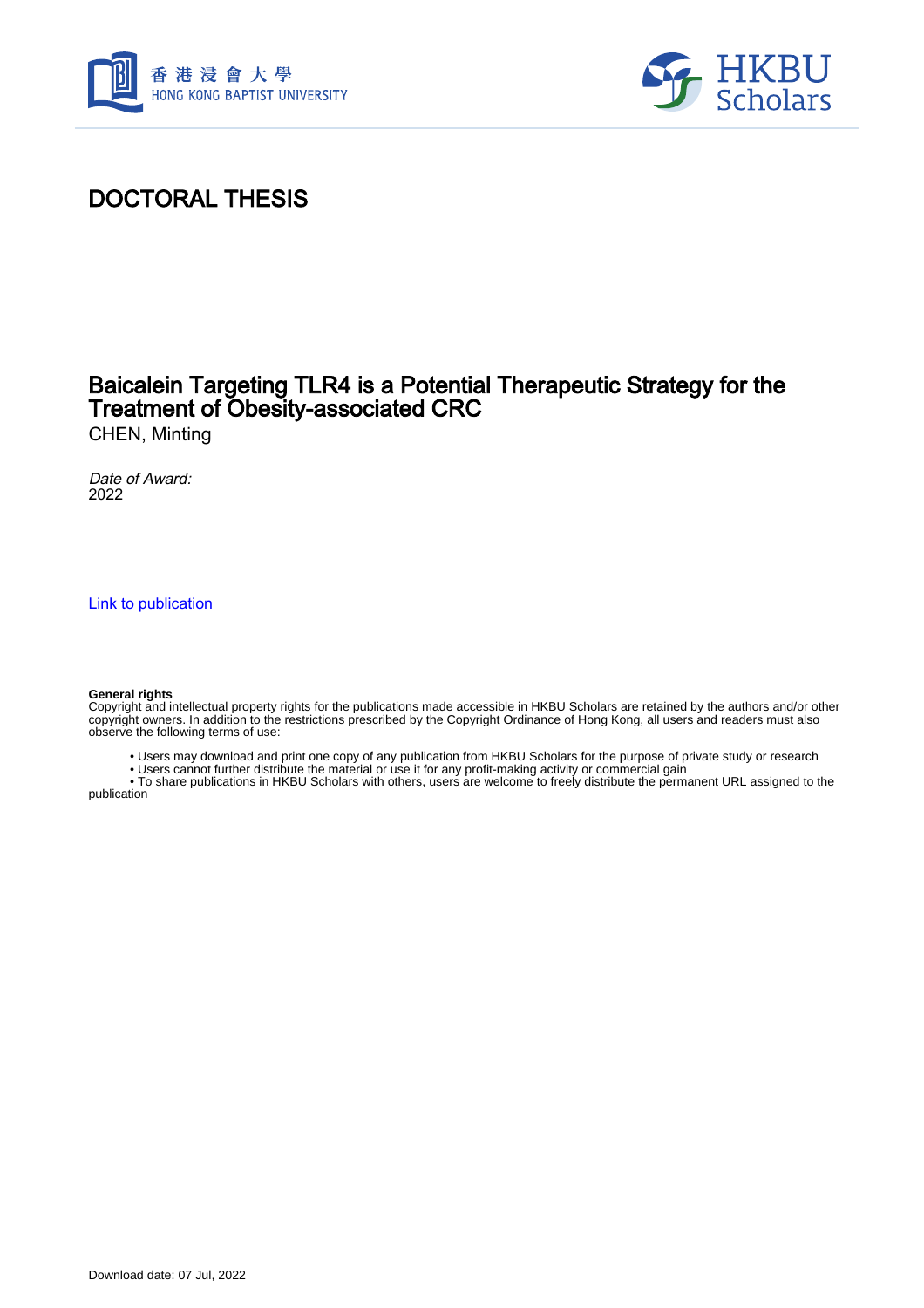# DOCTORAL THESIS

## Baicalein Targeting TLR4 is a Potential Therapeutic Strategy for the Treatment of Obesity-associated CRC

CHEN, Minting

*Date of Award:*
2022

[Link to publication](#)

**General rights**
Copyright and intellectual property rights for the publications made accessible in HKBU Scholars are retained by the authors and/or other copyright owners. In addition to the restrictions prescribed by the Copyright Ordinance of Hong Kong, all users and readers must also observe the following terms of use:

- Users may download and print one copy of any publication from HKBU Scholars for the purpose of private study or research
- Users cannot further distribute the material or use it for any profit-making activity or commercial gain
- To share publications in HKBU Scholars with others, users are welcome to freely distribute the permanent URL assigned to the publication

Download date: 07 Jul, 2022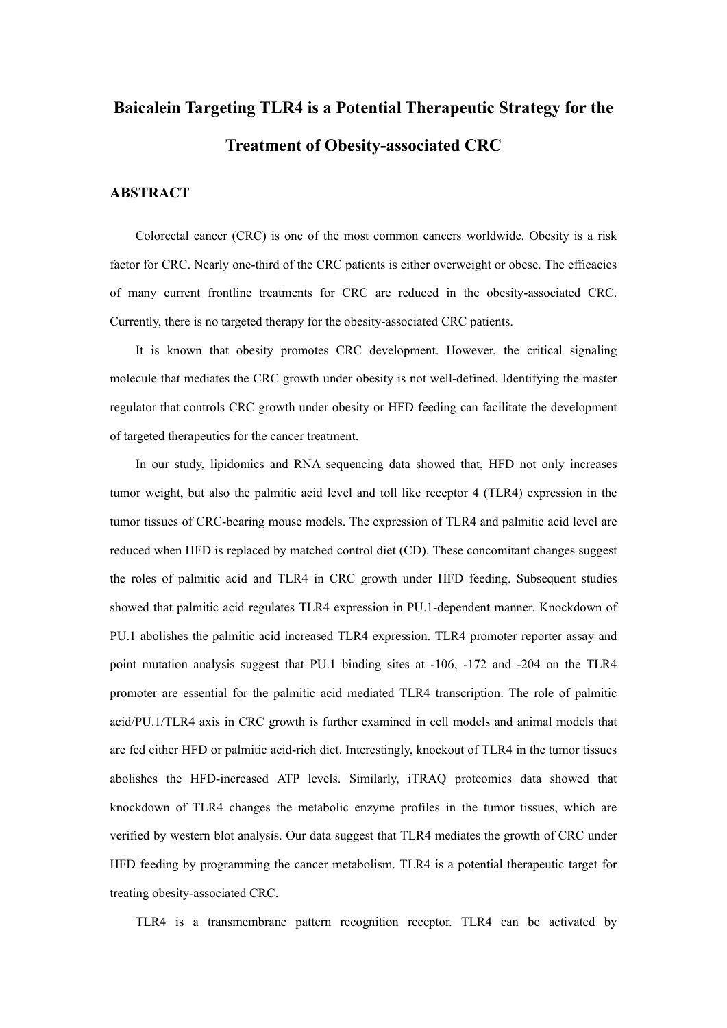# Baicalein Targeting TLR4 is a Potential Therapeutic Strategy for the Treatment of Obesity-associated CRC

## ABSTRACT

Colorectal cancer (CRC) is one of the most common cancers worldwide. Obesity is a risk factor for CRC. Nearly one-third of the CRC patients is either overweight or obese. The efficacies of many current frontline treatments for CRC are reduced in the obesity-associated CRC. Currently, there is no targeted therapy for the obesity-associated CRC patients.

It is known that obesity promotes CRC development. However, the critical signaling molecule that mediates the CRC growth under obesity is not well-defined. Identifying the master regulator that controls CRC growth under obesity or HFD feeding can facilitate the development of targeted therapeutics for the cancer treatment.

In our study, lipidomics and RNA sequencing data showed that, HFD not only increases tumor weight, but also the palmitic acid level and toll like receptor 4 (TLR4) expression in the tumor tissues of CRC-bearing mouse models. The expression of TLR4 and palmitic acid level are reduced when HFD is replaced by matched control diet (CD). These concomitant changes suggest the roles of palmitic acid and TLR4 in CRC growth under HFD feeding. Subsequent studies showed that palmitic acid regulates TLR4 expression in PU.1-dependent manner. Knockdown of PU.1 abolishes the palmitic acid increased TLR4 expression. TLR4 promoter reporter assay and point mutation analysis suggest that PU.1 binding sites at -106, -172 and -204 on the TLR4 promoter are essential for the palmitic acid mediated TLR4 transcription. The role of palmitic acid/PU.1/TLR4 axis in CRC growth is further examined in cell models and animal models that are fed either HFD or palmitic acid-rich diet. Interestingly, knockout of TLR4 in the tumor tissues abolishes the HFD-increased ATP levels. Similarly, iTRAQ proteomics data showed that knockdown of TLR4 changes the metabolic enzyme profiles in the tumor tissues, which are verified by western blot analysis. Our data suggest that TLR4 mediates the growth of CRC under HFD feeding by programming the cancer metabolism. TLR4 is a potential therapeutic target for treating obesity-associated CRC.

TLR4 is a transmembrane pattern recognition receptor. TLR4 can be activated by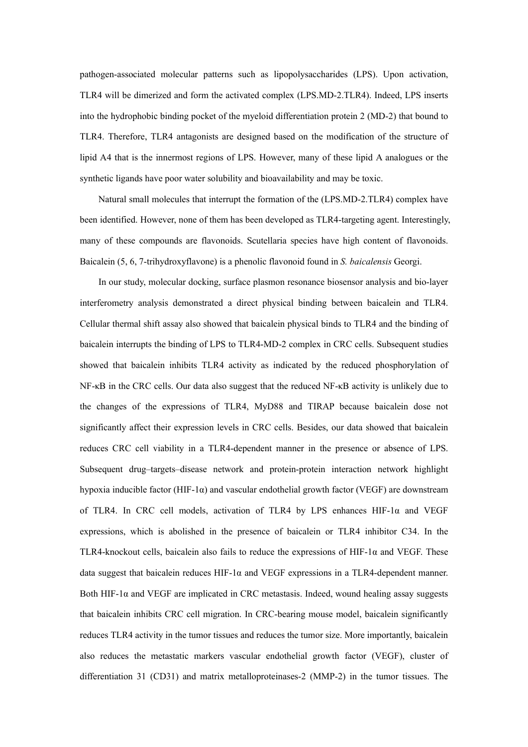pathogen-associated molecular patterns such as lipopolysaccharides (LPS). Upon activation, TLR4 will be dimerized and form the activated complex (LPS.MD-2.TLR4). Indeed, LPS inserts into the hydrophobic binding pocket of the myeloid differentiation protein 2 (MD-2) that bound to TLR4. Therefore, TLR4 antagonists are designed based on the modification of the structure of lipid A4 that is the innermost regions of LPS. However, many of these lipid A analogues or the synthetic ligands have poor water solubility and bioavailability and may be toxic.

Natural small molecules that interrupt the formation of the (LPS.MD-2.TLR4) complex have been identified. However, none of them has been developed as TLR4-targeting agent. Interestingly, many of these compounds are flavonoids. Scutellaria species have high content of flavonoids. Baicalein (5, 6, 7-trihydroxyflavone) is a phenolic flavonoid found in *S. baicalensis* Georgi.

In our study, molecular docking, surface plasmon resonance biosensor analysis and bio-layer interferometry analysis demonstrated a direct physical binding between baicalein and TLR4. Cellular thermal shift assay also showed that baicalein physical binds to TLR4 and the binding of baicalein interrupts the binding of LPS to TLR4-MD-2 complex in CRC cells. Subsequent studies showed that baicalein inhibits TLR4 activity as indicated by the reduced phosphorylation of NF-κB in the CRC cells. Our data also suggest that the reduced NF-κB activity is unlikely due to the changes of the expressions of TLR4, MyD88 and TIRAP because baicalein dose not significantly affect their expression levels in CRC cells. Besides, our data showed that baicalein reduces CRC cell viability in a TLR4-dependent manner in the presence or absence of LPS. Subsequent drug–targets–disease network and protein-protein interaction network highlight hypoxia inducible factor (HIF-1α) and vascular endothelial growth factor (VEGF) are downstream of TLR4. In CRC cell models, activation of TLR4 by LPS enhances HIF-1α and VEGF expressions, which is abolished in the presence of baicalein or TLR4 inhibitor C34. In the TLR4-knockout cells, baicalein also fails to reduce the expressions of HIF-1α and VEGF. These data suggest that baicalein reduces HIF-1α and VEGF expressions in a TLR4-dependent manner. Both HIF-1α and VEGF are implicated in CRC metastasis. Indeed, wound healing assay suggests that baicalein inhibits CRC cell migration. In CRC-bearing mouse model, baicalein significantly reduces TLR4 activity in the tumor tissues and reduces the tumor size. More importantly, baicalein also reduces the metastatic markers vascular endothelial growth factor (VEGF), cluster of differentiation 31 (CD31) and matrix metalloproteinases-2 (MMP-2) in the tumor tissues. The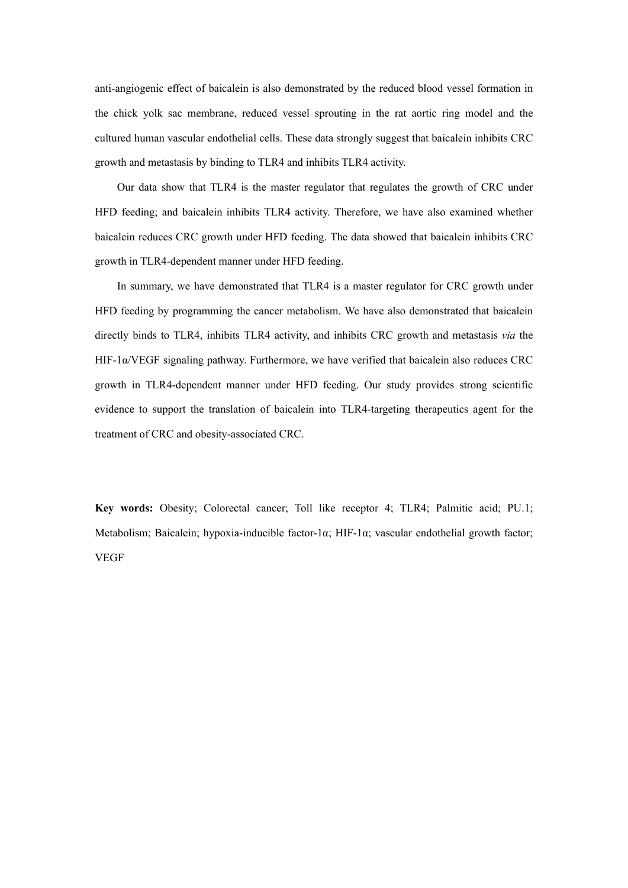anti-angiogenic effect of baicalein is also demonstrated by the reduced blood vessel formation in the chick yolk sac membrane, reduced vessel sprouting in the rat aortic ring model and the cultured human vascular endothelial cells. These data strongly suggest that baicalein inhibits CRC growth and metastasis by binding to TLR4 and inhibits TLR4 activity.

Our data show that TLR4 is the master regulator that regulates the growth of CRC under HFD feeding; and baicalein inhibits TLR4 activity. Therefore, we have also examined whether baicalein reduces CRC growth under HFD feeding. The data showed that baicalein inhibits CRC growth in TLR4-dependent manner under HFD feeding.

In summary, we have demonstrated that TLR4 is a master regulator for CRC growth under HFD feeding by programming the cancer metabolism. We have also demonstrated that baicalein directly binds to TLR4, inhibits TLR4 activity, and inhibits CRC growth and metastasis *via* the HIF-1α/VEGF signaling pathway. Furthermore, we have verified that baicalein also reduces CRC growth in TLR4-dependent manner under HFD feeding. Our study provides strong scientific evidence to support the translation of baicalein into TLR4-targeting therapeutics agent for the treatment of CRC and obesity-associated CRC.

**Key words:** Obesity; Colorectal cancer; Toll like receptor 4; TLR4; Palmitic acid; PU.1; Metabolism; Baicalein; hypoxia-inducible factor-1α; HIF-1α; vascular endothelial growth factor; VEGF